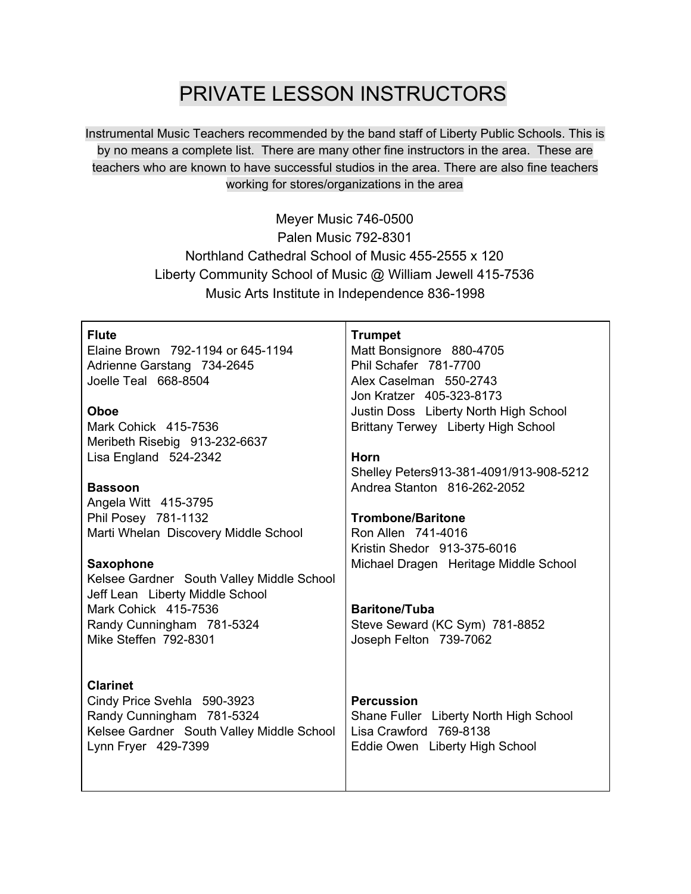# PRIVATE LESSON INSTRUCTORS

Instrumental Music Teachers recommended by the band staff of Liberty Public Schools. This is by no means a complete list. There are many other fine instructors in the area. These are teachers who are known to have successful studios in the area. There are also fine teachers working for stores/organizations in the area

Meyer Music 746-0500
Palen Music 792-8301
Northland Cathedral School of Music 455-2555 x 120
Liberty Community School of Music @ William Jewell 415-7536
Music Arts Institute in Independence 836-1998

**Flute**
Elaine Brown 792-1194 or 645-1194
Adrienne Garstang 734-2645
Joelle Teal 668-8504

**Oboe**
Mark Cohick 415-7536
Meribeth Risebig 913-232-6637
Lisa England 524-2342

**Bassoon**
Angela Witt 415-3795
Phil Posey 781-1132
Marti Whelan Discovery Middle School

**Saxophone**
Kelsee Gardner South Valley Middle School
Jeff Lean Liberty Middle School
Mark Cohick 415-7536
Randy Cunningham 781-5324
Mike Steffen 792-8301

**Clarinet**
Cindy Price Svehla 590-3923
Randy Cunningham 781-5324
Kelsee Gardner South Valley Middle School
Lynn Fryer 429-7399

**Trumpet**
Matt Bonsignore 880-4705
Phil Schafer 781-7700
Alex Caselman 550-2743
Jon Kratzer 405-323-8173
Justin Doss Liberty North High School
Brittany Terwey Liberty High School

**Horn**
Shelley Peters913-381-4091/913-908-5212
Andrea Stanton 816-262-2052

**Trombone/Baritone**
Ron Allen 741-4016
Kristin Shedor 913-375-6016
Michael Dragen Heritage Middle School

**Baritone/Tuba**
Steve Seward (KC Sym) 781-8852
Joseph Felton 739-7062

**Percussion**
Shane Fuller Liberty North High School
Lisa Crawford 769-8138
Eddie Owen Liberty High School